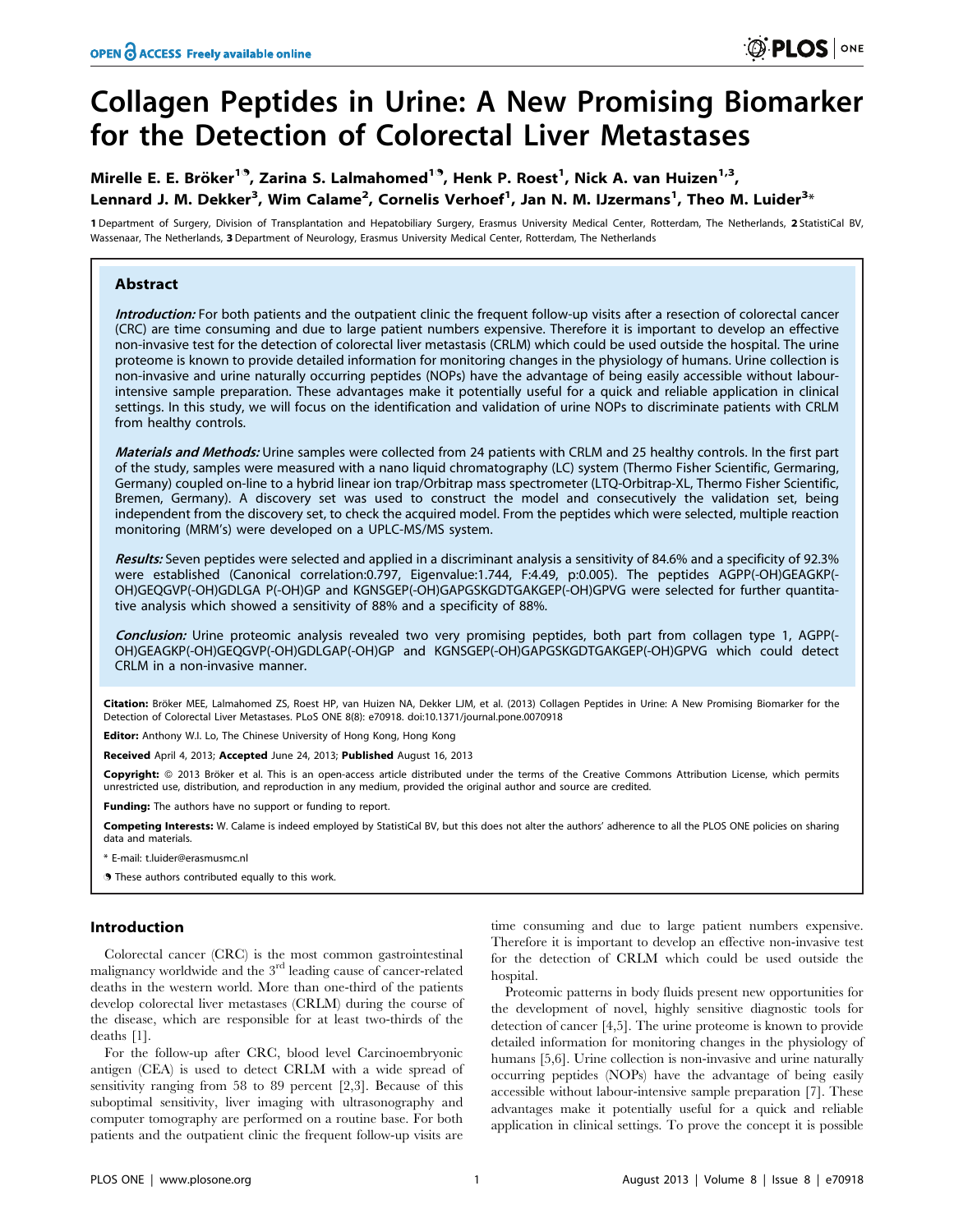# Collagen Peptides in Urine: A New Promising Biomarker for the Detection of Colorectal Liver Metastases

Mirelle E. E. Bröker[1¶], Zarina S. Lalmahomed[1¶], Henk P. Roest[1], Nick A. van Huizen[1,3], Lennard J. M. Dekker[3], Wim Calame[2], Cornelis Verhoef[1], Jan N. M. IJzermans[1], Theo M. Luider[3]*

1 Department of Surgery, Division of Transplantation and Hepatobiliary Surgery, Erasmus University Medical Center, Rotterdam, The Netherlands, 2 StatistiCal BV, Wassenaar, The Netherlands, 3 Department of Neurology, Erasmus University Medical Center, Rotterdam, The Netherlands

## Abstract

***Introduction:*** For both patients and the outpatient clinic the frequent follow-up visits after a resection of colorectal cancer (CRC) are time consuming and due to large patient numbers expensive. Therefore it is important to develop an effective non-invasive test for the detection of colorectal liver metastasis (CRLM) which could be used outside the hospital. The urine proteome is known to provide detailed information for monitoring changes in the physiology of humans. Urine collection is non-invasive and urine naturally occurring peptides (NOPs) have the advantage of being easily accessible without labour-intensive sample preparation. These advantages make it potentially useful for a quick and reliable application in clinical settings. In this study, we will focus on the identification and validation of urine NOPs to discriminate patients with CRLM from healthy controls.

***Materials and Methods:*** Urine samples were collected from 24 patients with CRLM and 25 healthy controls. In the first part of the study, samples were measured with a nano liquid chromatography (LC) system (Thermo Fisher Scientific, Germaring, Germany) coupled on-line to a hybrid linear ion trap/Orbitrap mass spectrometer (LTQ-Orbitrap-XL, Thermo Fisher Scientific, Bremen, Germany). A discovery set was used to construct the model and consecutively the validation set, being independent from the discovery set, to check the acquired model. From the peptides which were selected, multiple reaction monitoring (MRM's) were developed on a UPLC-MS/MS system.

***Results:*** Seven peptides were selected and applied in a discriminant analysis a sensitivity of 84.6% and a specificity of 92.3% were established (Canonical correlation:0.797, Eigenvalue:1.744, F:4.49, p:0.005). The peptides AGPP(-OH)GEAGKP(-OH)GEQGVP(-OH)GDLGA P(-OH)GP and KGNSGEP(-OH)GAPGSKGDTGAKGEP(-OH)GPVG were selected for further quantitative analysis which showed a sensitivity of 88% and a specificity of 88%.

***Conclusion:*** Urine proteomic analysis revealed two very promising peptides, both part from collagen type 1, AGPP(-OH)GEAGKP(-OH)GEQGVP(-OH)GDLGAP(-OH)GP and KGNSGEP(-OH)GAPGSKGDTGAKGEP(-OH)GPVG which could detect CRLM in a non-invasive manner.

**Citation:** Bröker MEE, Lalmahomed ZS, Roest HP, van Huizen NA, Dekker LJM, et al. (2013) Collagen Peptides in Urine: A New Promising Biomarker for the Detection of Colorectal Liver Metastases. PLoS ONE 8(8): e70918. doi:10.1371/journal.pone.0070918

**Editor:** Anthony W.I. Lo, The Chinese University of Hong Kong, Hong Kong

**Received** April 4, 2013; **Accepted** June 24, 2013; **Published** August 16, 2013

**Copyright:** © 2013 Bröker et al. This is an open-access article distributed under the terms of the Creative Commons Attribution License, which permits unrestricted use, distribution, and reproduction in any medium, provided the original author and source are credited.

**Funding:** The authors have no support or funding to report.

**Competing Interests:** W. Calame is indeed employed by StatistiCal BV, but this does not alter the authors' adherence to all the PLOS ONE policies on sharing data and materials.

* E-mail: t.luider@erasmusmc.nl

¶ These authors contributed equally to this work.

## Introduction

Colorectal cancer (CRC) is the most common gastrointestinal malignancy worldwide and the 3rd leading cause of cancer-related deaths in the western world. More than one-third of the patients develop colorectal liver metastases (CRLM) during the course of the disease, which are responsible for at least two-thirds of the deaths [1].

For the follow-up after CRC, blood level Carcinoembryonic antigen (CEA) is used to detect CRLM with a wide spread of sensitivity ranging from 58 to 89 percent [2,3]. Because of this suboptimal sensitivity, liver imaging with ultrasonography and computer tomography are performed on a routine base. For both patients and the outpatient clinic the frequent follow-up visits are time consuming and due to large patient numbers expensive. Therefore it is important to develop an effective non-invasive test for the detection of CRLM which could be used outside the hospital.

Proteomic patterns in body fluids present new opportunities for the development of novel, highly sensitive diagnostic tools for detection of cancer [4,5]. The urine proteome is known to provide detailed information for monitoring changes in the physiology of humans [5,6]. Urine collection is non-invasive and urine naturally occurring peptides (NOPs) have the advantage of being easily accessible without labour-intensive sample preparation [7]. These advantages make it potentially useful for a quick and reliable application in clinical settings. To prove the concept it is possible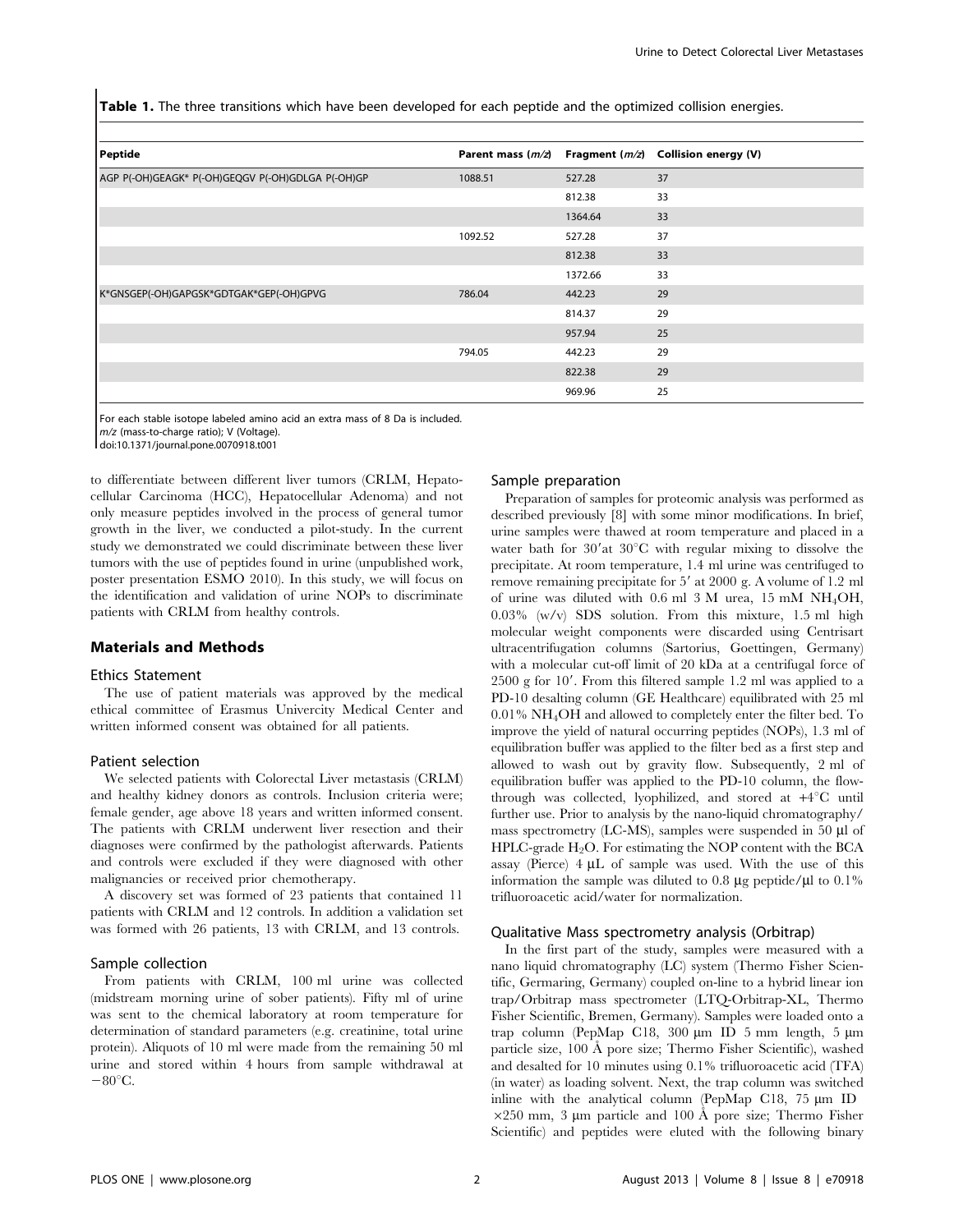**Table 1.** The three transitions which have been developed for each peptide and the optimized collision energies.

| Peptide | Parent mass (m/z) | Fragment (m/z) | Collision energy (V) |
|---|---|---|---|
| AGP P(-OH)GEAGK* P(-OH)GEQGV P(-OH)GDLGA P(-OH)GP | 1088.51 | 527.28 | 37 |
| | | 812.38 | 33 |
| | | 1364.64 | 33 |
| | 1092.52 | 527.28 | 37 |
| | | 812.38 | 33 |
| | | 1372.66 | 33 |
| K*GNSGEP(-OH)GAPGSK*GDTGAK*GEP(-OH)GPVG | 786.04 | 442.23 | 29 |
| | | 814.37 | 29 |
| | | 957.94 | 25 |
| | 794.05 | 442.23 | 29 |
| | | 822.38 | 29 |
| | | 969.96 | 25 |

For each stable isotope labeled amino acid an extra mass of 8 Da is included.
*m/z* (mass-to-charge ratio); V (Voltage).
doi:10.1371/journal.pone.0070918.t001

to differentiate between different liver tumors (CRLM, Hepatocellular Carcinoma (HCC), Hepatocellular Adenoma) and not only measure peptides involved in the process of general tumor growth in the liver, we conducted a pilot-study. In the current study we demonstrated we could discriminate between these liver tumors with the use of peptides found in urine (unpublished work, poster presentation ESMO 2010). In this study, we will focus on the identification and validation of urine NOPs to discriminate patients with CRLM from healthy controls.

## Materials and Methods

### Ethics Statement

The use of patient materials was approved by the medical ethical committee of Erasmus Univercity Medical Center and written informed consent was obtained for all patients.

### Patient selection

We selected patients with Colorectal Liver metastasis (CRLM) and healthy kidney donors as controls. Inclusion criteria were; female gender, age above 18 years and written informed consent. The patients with CRLM underwent liver resection and their diagnoses were confirmed by the pathologist afterwards. Patients and controls were excluded if they were diagnosed with other malignancies or received prior chemotherapy.

A discovery set was formed of 23 patients that contained 11 patients with CRLM and 12 controls. In addition a validation set was formed with 26 patients, 13 with CRLM, and 13 controls.

### Sample collection

From patients with CRLM, 100 ml urine was collected (midstream morning urine of sober patients). Fifty ml of urine was sent to the chemical laboratory at room temperature for determination of standard parameters (e.g. creatinine, total urine protein). Aliquots of 10 ml were made from the remaining 50 ml urine and stored within 4 hours from sample withdrawal at −80°C.

### Sample preparation

Preparation of samples for proteomic analysis was performed as described previously [8] with some minor modifications. In brief, urine samples were thawed at room temperature and placed in a water bath for 30′at 30°C with regular mixing to dissolve the precipitate. At room temperature, 1.4 ml urine was centrifuged to remove remaining precipitate for 5′ at 2000 g. A volume of 1.2 ml of urine was diluted with 0.6 ml 3 M urea, 15 mM $NH_4OH$, 0.03% (w/v) SDS solution. From this mixture, 1.5 ml high molecular weight components were discarded using Centrisart ultracentrifugation columns (Sartorius, Goettingen, Germany) with a molecular cut-off limit of 20 kDa at a centrifugal force of 2500 g for 10′. From this filtered sample 1.2 ml was applied to a PD-10 desalting column (GE Healthcare) equilibrated with 25 ml 0.01% $NH_4OH$ and allowed to completely enter the filter bed. To improve the yield of natural occurring peptides (NOPs), 1.3 ml of equilibration buffer was applied to the filter bed as a first step and allowed to wash out by gravity flow. Subsequently, 2 ml of equilibration buffer was applied to the PD-10 column, the flow-through was collected, lyophilized, and stored at +4°C until further use. Prior to analysis by the nano-liquid chromatography/mass spectrometry (LC-MS), samples were suspended in 50 µl of HPLC-grade $H_2O$. For estimating the NOP content with the BCA assay (Pierce) 4 µL of sample was used. With the use of this information the sample was diluted to 0.8 µg peptide/µl to 0.1% trifluoroacetic acid/water for normalization.

### Qualitative Mass spectrometry analysis (Orbitrap)

In the first part of the study, samples were measured with a nano liquid chromatography (LC) system (Thermo Fisher Scientific, Germaring, Germany) coupled on-line to a hybrid linear ion trap/Orbitrap mass spectrometer (LTQ-Orbitrap-XL, Thermo Fisher Scientific, Bremen, Germany). Samples were loaded onto a trap column (PepMap C18, 300 µm ID 5 mm length, 5 µm particle size, 100 Å pore size; Thermo Fisher Scientific), washed and desalted for 10 minutes using 0.1% trifluoroacetic acid (TFA) (in water) as loading solvent. Next, the trap column was switched inline with the analytical column (PepMap C18, 75 µm ID ×250 mm, 3 µm particle and 100 Å pore size; Thermo Fisher Scientific) and peptides were eluted with the following binary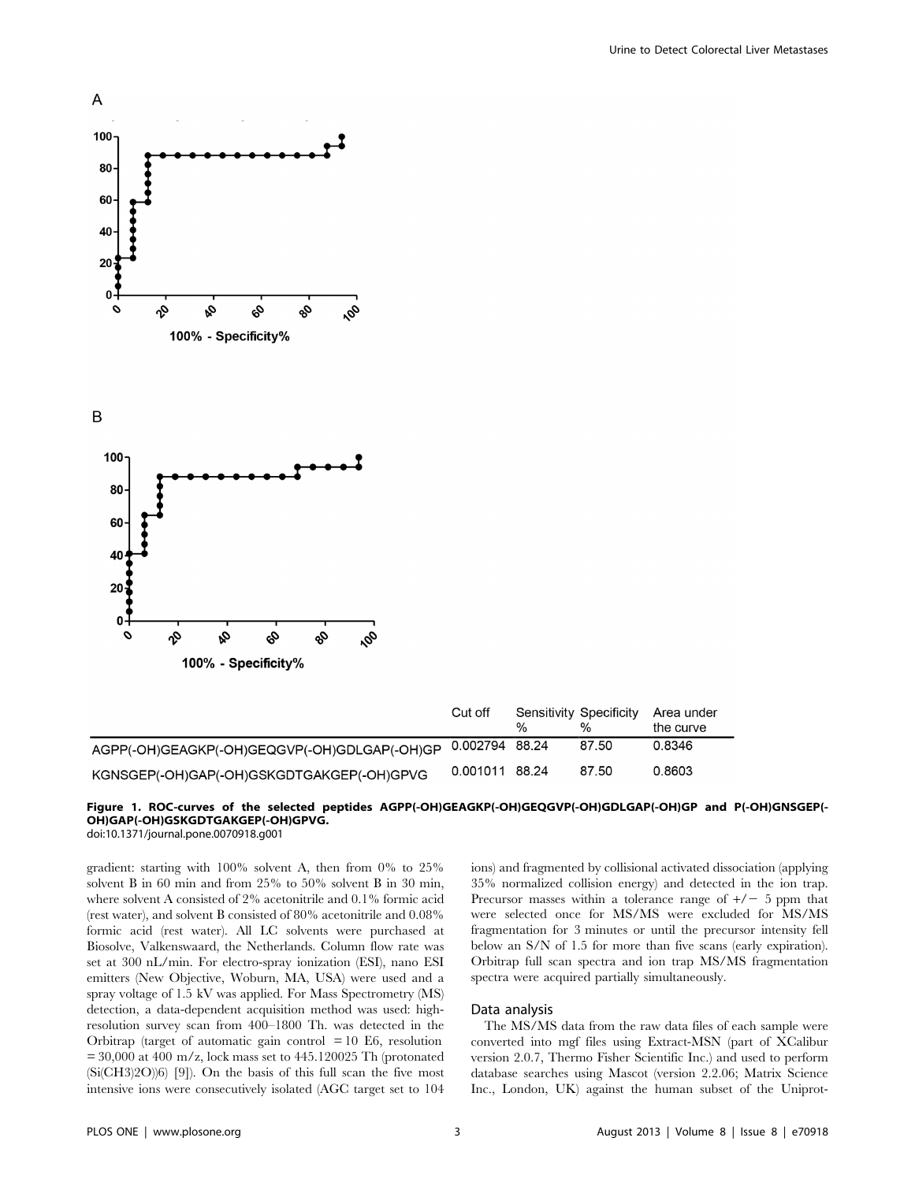| | Cut off | Sensitivity % | Specificity % | Area under the curve |
|---|---|---|---|---|
| AGPP(-OH)GEAGKP(-OH)GEQGVP(-OH)GDLGAP(-OH)GP | 0.002794 | 88.24 | 87.50 | 0.8346 |
| KGNSGEP(-OH)GAP(-OH)GSKGDTGAKGEP(-OH)GPVG | 0.001011 | 88.24 | 87.50 | 0.8603 |

**Figure 1. ROC-curves of the selected peptides AGPP(-OH)GEAGKP(-OH)GEQGVP(-OH)GDLGAP(-OH)GP and P(-OH)GNSGEP(-OH)GAP(-OH)GSKGDTGAKGEP(-OH)GPVG.**
doi:10.1371/journal.pone.0070918.g001

gradient: starting with 100% solvent A, then from 0% to 25% solvent B in 60 min and from 25% to 50% solvent B in 30 min, where solvent A consisted of 2% acetonitrile and 0.1% formic acid (rest water), and solvent B consisted of 80% acetonitrile and 0.08% formic acid (rest water). All LC solvents were purchased at Biosolve, Valkenswaard, the Netherlands. Column flow rate was set at 300 nL/min. For electro-spray ionization (ESI), nano ESI emitters (New Objective, Woburn, MA, USA) were used and a spray voltage of 1.5 kV was applied. For Mass Spectrometry (MS) detection, a data-dependent acquisition method was used: high-resolution survey scan from 400–1800 Th. was detected in the Orbitrap (target of automatic gain control = 10 E6, resolution = 30,000 at 400 m/z, lock mass set to 445.120025 Th (protonated $(Si(CH_3)_2O))_6$) [9]). On the basis of this full scan the five most intensive ions were consecutively isolated (AGC target set to $10^4$ ions) and fragmented by collisional activated dissociation (applying 35% normalized collision energy) and detected in the ion trap. Precursor masses within a tolerance range of +/− 5 ppm that were selected once for MS/MS were excluded for MS/MS fragmentation for 3 minutes or until the precursor intensity fell below an S/N of 1.5 for more than five scans (early expiration). Orbitrap full scan spectra and ion trap MS/MS fragmentation spectra were acquired partially simultaneously.

## Data analysis

The MS/MS data from the raw data files of each sample were converted into mgf files using Extract-MSN (part of XCalibur version 2.0.7, Thermo Fisher Scientific Inc.) and used to perform database searches using Mascot (version 2.2.06; Matrix Science Inc., London, UK) against the human subset of the Uniprot-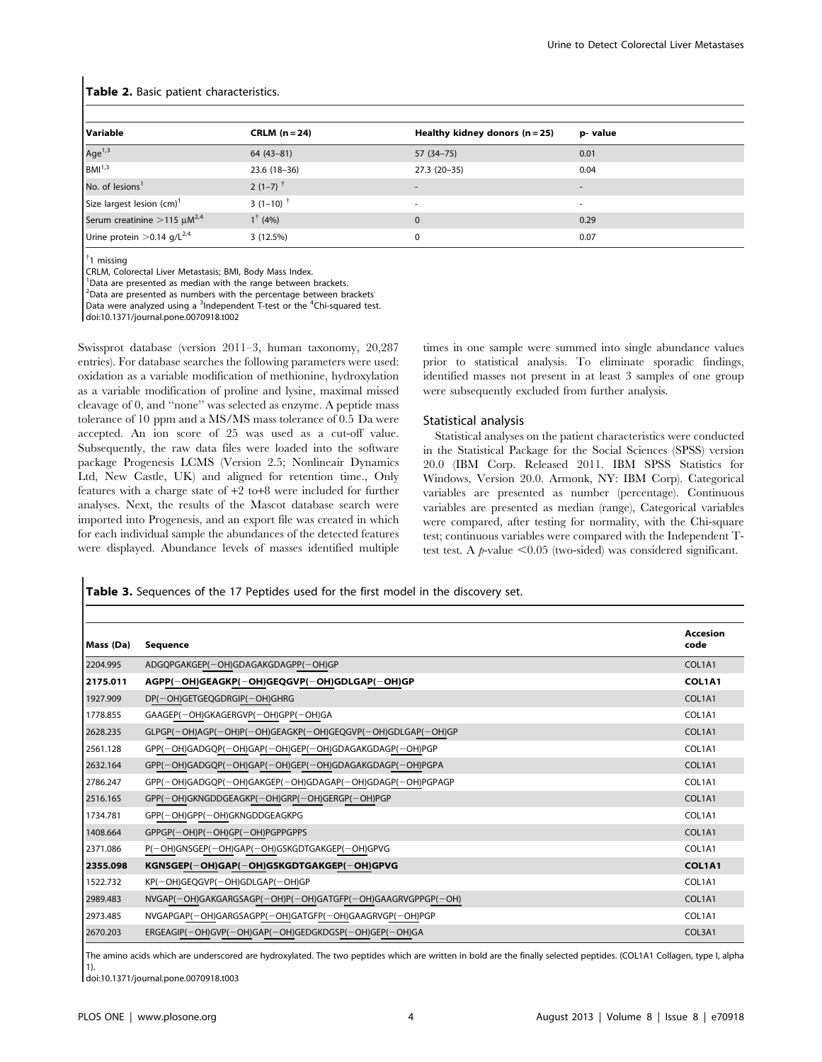**Table 2.** Basic patient characteristics.

| Variable | CRLM (n = 24) | Healthy kidney donors (n = 25) | p- value |
| --- | --- | --- | --- |
| Age[1,3] | 64 (43–81) | 57 (34–75) | 0.01 |
| BMI[1,3] | 23.6 (18–36) | 27.3 (20–35) | 0.04 |
| No. of lesions[1] | 2 (1–7) [†] | - | - |
| Size largest lesion (cm)[1] | 3 (1–10) [†] | - | - |
| Serum creatinine >115 μM[2,4] | 1[†] (4%) | 0 | 0.29 |
| Urine protein >0.14 g/L[2,4] | 3 (12.5%) | 0 | 0.07 |

[†]1 missing
CRLM, Colorectal Liver Metastasis; BMI, Body Mass Index.
[1]Data are presented as median with the range between brackets.
[2]Data are presented as numbers with the percentage between brackets
Data were analyzed using a [3]Independent T-test or the [4]Chi-squared test.
doi:10.1371/journal.pone.0070918.t002

Swissprot database (version 2011–3, human taxonomy, 20,287 entries). For database searches the following parameters were used: oxidation as a variable modification of methionine, hydroxylation as a variable modification of proline and lysine, maximal missed cleavage of 0, and "none" was selected as enzyme. A peptide mass tolerance of 10 ppm and a MS/MS mass tolerance of 0.5 Da were accepted. An ion score of 25 was used as a cut-off value. Subsequently, the raw data files were loaded into the software package Progenesis LCMS (Version 2.5; Nonlineair Dynamics Ltd, New Castle, UK) and aligned for retention time., Only features with a charge state of +2 to+8 were included for further analyses. Next, the results of the Mascot database search were imported into Progenesis, and an export file was created in which for each individual sample the abundances of the detected features were displayed. Abundance levels of masses identified multiple times in one sample were summed into single abundance values prior to statistical analysis. To eliminate sporadic findings, identified masses not present in at least 3 samples of one group were subsequently excluded from further analysis.

### Statistical analysis

Statistical analyses on the patient characteristics were conducted in the Statistical Package for the Social Sciences (SPSS) version 20.0 (IBM Corp. Released 2011. IBM SPSS Statistics for Windows, Version 20.0. Armonk, NY: IBM Corp). Categorical variables are presented as number (percentage). Continuous variables are presented as median (range), Categorical variables were compared, after testing for normality, with the Chi-square test; continuous variables were compared with the Independent T-test test. A *p*-value <0.05 (two-sided) was considered significant.

**Table 3.** Sequences of the 17 Peptides used for the first model in the discovery set.

| Mass (Da) | Sequence | Accesion code |
| --- | --- | --- |
| 2204.995 | ADGQPGAKGEP(−OH)GDAGAKGDAGPP(−OH)GP | COL1A1 |
| **2175.011** | **AGPP(−OH)GEAGKP(−OH)GEQGVP(−OH)GDLGAP(−OH)GP** | **COL1A1** |
| 1927.909 | DP(−OH)GETGEQGDRGIP(−OH)GHRG | COL1A1 |
| 1778.855 | GAAGEP(−OH)GKAGERGVP(−OH)GPP(−OH)GA | COL1A1 |
| 2628.235 | GLPGP(−OH)AGP(−OH)P(−OH)GEAGKP(−OH)GEQGVP(−OH)GDLGAP(−OH)GP | COL1A1 |
| 2561.128 | GPP(−OH)GADGQP(−OH)GAP(−OH)GEP(−OH)GDAGAKGDAGP(−OH)PGP | COL1A1 |
| 2632.164 | GPP(−OH)GADGQP(−OH)GAP(−OH)GEP(−OH)GDAGAKGDAGP(−OH)PGPA | COL1A1 |
| 2786.247 | GPP(−OH)GADGQP(−OH)GAKGEP(−OH)GDAGAP(−OH)GDAGP(−OH)PGPAGP | COL1A1 |
| 2516.165 | GPP(−OH)GKNGDDGEAGKP(−OH)GRP(−OH)GERGP(−OH)PGP | COL1A1 |
| 1734.781 | GPP(−OH)GPP(−OH)GKNGDDGEAGKPG | COL1A1 |
| 1408.664 | GPPGP(−OH)P(−OH)GP(−OH)PGPPGPPS | COL1A1 |
| 2371.086 | P(−OH)GNSGEP(−OH)GAP(−OH)GSKGDTGAKGEP(−OH)GPVG | COL1A1 |
| **2355.098** | **KGNSGEP(−OH)GAP(−OH)GSKGDTGAKGEP(−OH)GPVG** | **COL1A1** |
| 1522.732 | KP(−OH)GEQGVP(−OH)GDLGAP(−OH)GP | COL1A1 |
| 2989.483 | NVGAP(−OH)GAKGARGSAGP(−OH)P(−OH)GATGFP(−OH)GAAGRVGPPGP(−OH) | COL1A1 |
| 2973.485 | NVGAPGAP(−OH)GARGSAGPP(−OH)GATGFP(−OH)GAAGRVGP(−OH)PGP | COL1A1 |
| 2670.203 | ERGEAGIP(−OH)GVP(−OH)GAP(−OH)GEDGKDGSP(−OH)GEP(−OH)GA | COL3A1 |

The amino acids which are underscored are hydroxylated. The two peptides which are written in bold are the finally selected peptides. (COL1A1 Collagen, type I, alpha 1).
doi:10.1371/journal.pone.0070918.t003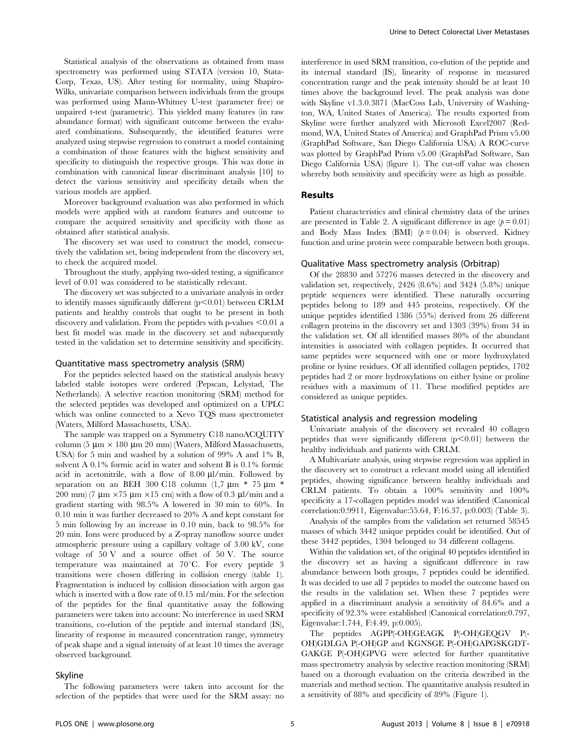Statistical analysis of the observations as obtained from mass spectrometry was performed using STATA (version 10, Stata-Corp, Texas, US). After testing for normality, using Shapiro-Wilks, univariate comparison between individuals from the groups was performed using Mann-Whitney U-test (parameter free) or unpaired t-test (parametric). This yielded many features (in raw abundance format) with significant outcome between the evaluated combinations. Subsequently, the identified features were analyzed using stepwise regression to construct a model containing a combination of those features with the highest sensitivity and specificity to distinguish the respective groups. This was done in combination with canonical linear discriminant analysis [10] to detect the various sensitivity and specificity details when the various models are applied.

Moreover background evaluation was also performed in which models were applied with at random features and outcome to compare the acquired sensitivity and specificity with those as obtained after statistical analysis.

The discovery set was used to construct the model, consecutively the validation set, being independent from the discovery set, to check the acquired model.

Throughout the study, applying two-sided testing, a significance level of 0.01 was considered to be statistically relevant.

The discovery set was subjected to a univariate analysis in order to identify masses significantly different ($p<0.01$) between CRLM patients and healthy controls that ought to be present in both discovery and validation. From the peptides with p-values $<0.01$ a best fit model was made in the discovery set and subsequently tested in the validation set to determine sensitivity and specificity.

### Quantitative mass spectrometry analysis (SRM)

For the peptides selected based on the statistical analysis heavy labeled stable isotopes were ordered (Pepscan, Lelystad, The Netherlands). A selective reaction monitoring (SRM) method for the selected peptides was developed and optimized on a UPLC which was online connected to a Xevo TQS mass spectrometer (Waters, Milford Massachusetts, USA).

The sample was trapped on a Symmetry C18 nanoACQUITY column (5 μm × 180 μm 20 mm) (Waters, Milford Massachusetts, USA) for 5 min and washed by a solution of 99% A and 1% B, solvent A 0.1% formic acid in water and solvent B is 0.1% formic acid in acetonitrile, with a flow of 8.00 μl/min. Followed by separation on an BEH 300 C18 column (1,7 μm * 75 μm * 200 mm) (7 μm ×75 μm ×15 cm) with a flow of 0.3 μl/min and a gradient starting with 98.5% A lowered in 30 min to 60%. In 0.10 min it was further decreased to 20% A and kept constant for 5 min following by an increase in 0.10 min, back to 98.5% for 20 min. Ions were produced by a Z-spray nanoflow source under atmospheric pressure using a capillary voltage of 3.00 kV, cone voltage of 50 V and a source offset of 50 V. The source temperature was maintained at 70°C. For every peptide 3 transitions were chosen differing in collision energy (table 1). Fragmentation is induced by collision dissociation with argon gas which is inserted with a flow rate of 0.15 ml/min. For the selection of the peptides for the final quantitative assay the following parameters were taken into account: No interference in used SRM transitions, co-elution of the peptide and internal standard (IS), linearity of response in measured concentration range, symmetry of peak shape and a signal intensity of at least 10 times the average observed background.

### Skyline

The following parameters were taken into account for the selection of the peptides that were used for the SRM assay: no interference in used SRM transition, co-elution of the peptide and its internal standard (IS), linearity of response in measured concentration range and the peak intensity should be at least 10 times above the background level. The peak analysis was done with Skyline v1.3.0.3871 (MacCoss Lab, University of Washington, WA, United States of America). The results exported from Skyline were further analyzed with Microsoft Excel2007 (Redmond, WA, United States of America) and GraphPad Prism v5.00 (GraphPad Software, San Diego California USA) A ROC-curve was plotted by GraphPad Prism v5.00 (GraphPad Software, San Diego California USA) (figure 1). The cut-off value was chosen whereby both sensitivity and specificity were as high as possible.

## Results

Patient characteristics and clinical chemistry data of the urines are presented in Table 2. A significant difference in age ($p=0.01$) and Body Mass Index (BMI) ($p=0.04$) is observed. Kidney function and urine protein were comparable between both groups.

### Qualitative Mass spectrometry analysis (Orbitrap)

Of the 28830 and 57276 masses detected in the discovery and validation set, respectively, 2426 (8.6%) and 3424 (5.8%) unique peptide sequences were identified. These naturally occurring peptides belong to 189 and 445 proteins, respectively. Of the unique peptides identified 1386 (55%) derived from 26 different collagen proteins in the discovery set and 1303 (39%) from 34 in the validation set. Of all identified masses 80% of the abundant intensities is associated with collagen peptides. It occurred that same peptides were sequenced with one or more hydroxylated proline or lysine residues. Of all identified collagen peptides, 1702 peptides had 2 or more hydroxylations on either lysine or proline residues with a maximum of 11. These modified peptides are considered as unique peptides.

### Statistical analysis and regression modeling

Univariate analysis of the discovery set revealed 40 collagen peptides that were significantly different ($p<0.01$) between the healthy individuals and patients with CRLM.

A Multivariate analysis, using stepwise regression was applied in the discovery set to construct a relevant model using all identified peptides, showing significance between healthy individuals and CRLM patients. To obtain a 100% sensitivity and 100% specificity a 17-collagen peptides model was identified (Canonical correlation:0.9911, Eigenvalue:55.64, F:16.37, p:0.003) (Table 3).

Analysis of the samples from the validation set returned 58545 masses of which 3442 unique peptides could be identified. Out of these 3442 peptides, 1304 belonged to 34 different collagens.

Within the validation set, of the original 40 peptides identified in the discovery set as having a significant difference in raw abundance between both groups, 7 peptides could be identified. It was decided to use all 7 peptides to model the outcome based on the results in the validation set. When these 7 peptides were applied in a discriminant analysis a sensitivity of 84.6% and a specificity of 92.3% were established (Canonical correlation:0.797, Eigenvalue:1.744, F:4.49, p:0.005).

The peptides AGPP(-OH)GEAGK P(-OH)GEQGV P(-OH)GDLGA P(-OH)GP and KGNSGE P(-OH)GAPGSKGDT-GAKGE P(-OH)GPVG were selected for further quantitative mass spectrometry analysis by selective reaction monitoring (SRM) based on a thorough evaluation on the criteria described in the materials and method section. The quantitative analysis resulted in a sensitivity of 88% and specificity of 89% (Figure 1).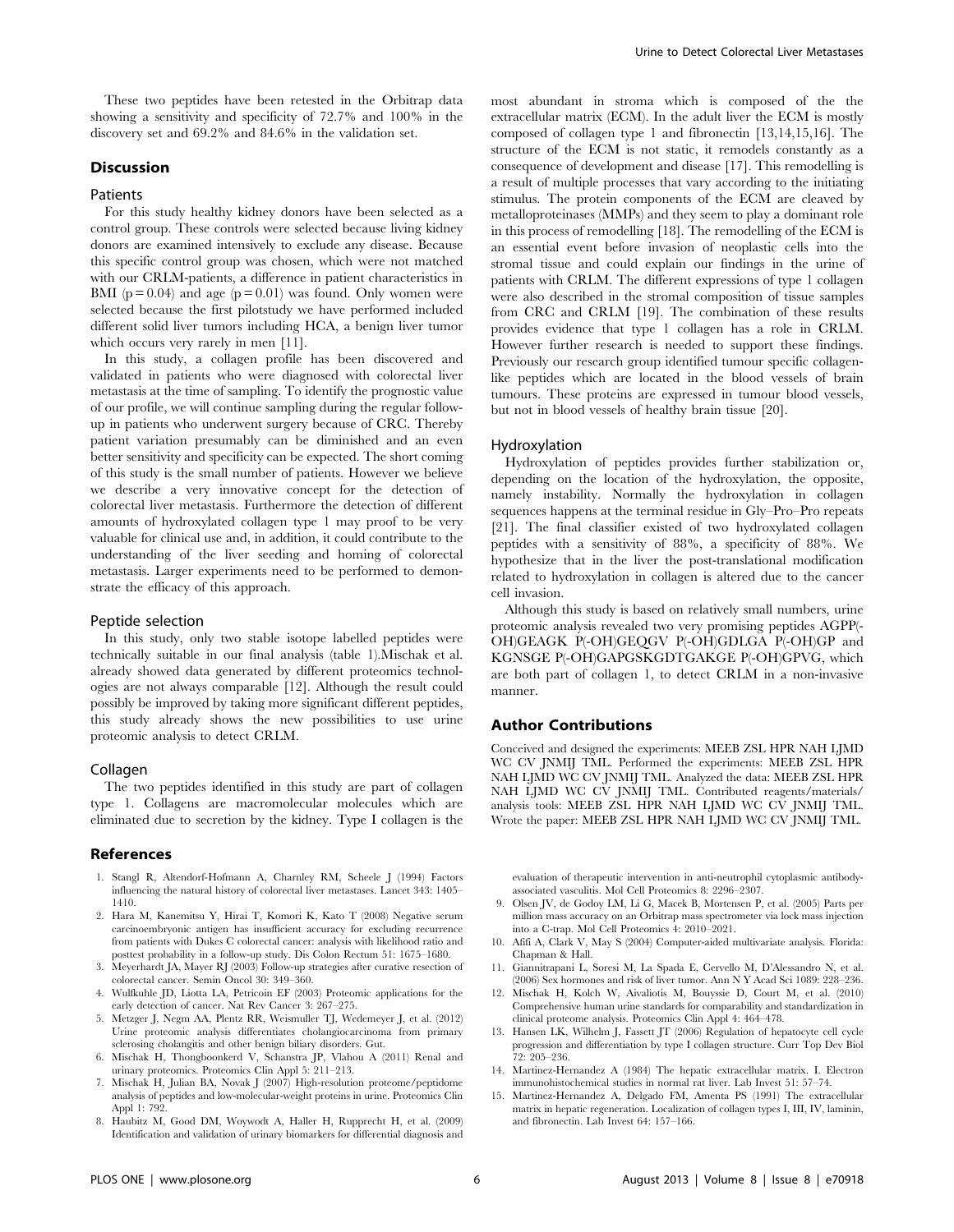These two peptides have been retested in the Orbitrap data showing a sensitivity and specificity of 72.7% and 100% in the discovery set and 69.2% and 84.6% in the validation set.

## Discussion

### Patients

For this study healthy kidney donors have been selected as a control group. These controls were selected because living kidney donors are examined intensively to exclude any disease. Because this specific control group was chosen, which were not matched with our CRLM-patients, a difference in patient characteristics in BMI ($p = 0.04$) and age ($p = 0.01$) was found. Only women were selected because the first pilotstudy we have performed included different solid liver tumors including HCA, a benign liver tumor which occurs very rarely in men [11].

In this study, a collagen profile has been discovered and validated in patients who were diagnosed with colorectal liver metastasis at the time of sampling. To identify the prognostic value of our profile, we will continue sampling during the regular follow-up in patients who underwent surgery because of CRC. Thereby patient variation presumably can be diminished and an even better sensitivity and specificity can be expected. The short coming of this study is the small number of patients. However we believe we describe a very innovative concept for the detection of colorectal liver metastasis. Furthermore the detection of different amounts of hydroxylated collagen type 1 may proof to be very valuable for clinical use and, in addition, it could contribute to the understanding of the liver seeding and homing of colorectal metastasis. Larger experiments need to be performed to demonstrate the efficacy of this approach.

### Peptide selection

In this study, only two stable isotope labelled peptides were technically suitable in our final analysis (table 1).Mischak et al. already showed data generated by different proteomics technologies are not always comparable [12]. Although the result could possibly be improved by taking more significant different peptides, this study already shows the new possibilities to use urine proteomic analysis to detect CRLM.

### Collagen

The two peptides identified in this study are part of collagen type 1. Collagens are macromolecular molecules which are eliminated due to secretion by the kidney. Type I collagen is the most abundant in stroma which is composed of the the extracellular matrix (ECM). In the adult liver the ECM is mostly composed of collagen type 1 and fibronectin [13,14,15,16]. The structure of the ECM is not static, it remodels constantly as a consequence of development and disease [17]. This remodelling is a result of multiple processes that vary according to the initiating stimulus. The protein components of the ECM are cleaved by metalloproteinases (MMPs) and they seem to play a dominant role in this process of remodelling [18]. The remodelling of the ECM is an essential event before invasion of neoplastic cells into the stromal tissue and could explain our findings in the urine of patients with CRLM. The different expressions of type 1 collagen were also described in the stromal composition of tissue samples from CRC and CRLM [19]. The combination of these results provides evidence that type 1 collagen has a role in CRLM. However further research is needed to support these findings. Previously our research group identified tumour specific collagen-like peptides which are located in the blood vessels of brain tumours. These proteins are expressed in tumour blood vessels, but not in blood vessels of healthy brain tissue [20].

### Hydroxylation

Hydroxylation of peptides provides further stabilization or, depending on the location of the hydroxylation, the opposite, namely instability. Normally the hydroxylation in collagen sequences happens at the terminal residue in Gly–Pro–Pro repeats [21]. The final classifier existed of two hydroxylated collagen peptides with a sensitivity of 88%, a specificity of 88%. We hypothesize that in the liver the post-translational modification related to hydroxylation in collagen is altered due to the cancer cell invasion.

Although this study is based on relatively small numbers, urine proteomic analysis revealed two very promising peptides AGPP(-OH)GEAGK P(-OH)GEQGV P(-OH)GDLGA P(-OH)GP and KGNSGE P(-OH)GAPGSKGDTGAKGE P(-OH)GPVG, which are both part of collagen 1, to detect CRLM in a non-invasive manner.

## Author Contributions

Conceived and designed the experiments: MEEB ZSL HPR NAH LJMD WC CV JNMIJ TML. Performed the experiments: MEEB ZSL HPR NAH LJMD WC CV JNMIJ TML. Analyzed the data: MEEB ZSL HPR NAH LJMD WC CV JNMIJ TML. Contributed reagents/materials/analysis tools: MEEB ZSL HPR NAH LJMD WC CV JNMIJ TML. Wrote the paper: MEEB ZSL HPR NAH LJMD WC CV JNMIJ TML.

## References

1. Stangl R, Altendorf-Hofmann A, Charnley RM, Scheele J (1994) Factors influencing the natural history of colorectal liver metastases. Lancet 343: 1405–1410.
2. Hara M, Kanemitsu Y, Hirai T, Komori K, Kato T (2008) Negative serum carcinoembryonic antigen has insufficient accuracy for excluding recurrence from patients with Dukes C colorectal cancer: analysis with likelihood ratio and posttest probability in a follow-up study. Dis Colon Rectum 51: 1675–1680.
3. Meyerhardt JA, Mayer RJ (2003) Follow-up strategies after curative resection of colorectal cancer. Semin Oncol 30: 349–360.
4. Wulfkuhle JD, Liotta LA, Petricoin EF (2003) Proteomic applications for the early detection of cancer. Nat Rev Cancer 3: 267–275.
5. Metzger J, Negm AA, Plentz RR, Weismuller TJ, Wedemeyer J, et al. (2012) Urine proteomic analysis differentiates cholangiocarcinoma from primary sclerosing cholangitis and other benign biliary disorders. Gut.
6. Mischak H, Thongboonkerd V, Schanstra JP, Vlahou A (2011) Renal and urinary proteomics. Proteomics Clin Appl 5: 211–213.
7. Mischak H, Julian BA, Novak J (2007) High-resolution proteome/peptidome analysis of peptides and low-molecular-weight proteins in urine. Proteomics Clin Appl 1: 792.
8. Haubitz M, Good DM, Woywodt A, Haller H, Rupprecht H, et al. (2009) Identification and validation of urinary biomarkers for differential diagnosis and evaluation of therapeutic intervention in anti-neutrophil cytoplasmic antibody-associated vasculitis. Mol Cell Proteomics 8: 2296–2307.
9. Olsen JV, de Godoy LM, Li G, Macek B, Mortensen P, et al. (2005) Parts per million mass accuracy on an Orbitrap mass spectrometer via lock mass injection into a C-trap. Mol Cell Proteomics 4: 2010–2021.
10. Afifi A, Clark V, May S (2004) Computer-aided multivariate analysis. Florida: Chapman & Hall.
11. Giannitrapani L, Soresi M, La Spada E, Cervello M, D'Alessandro N, et al. (2006) Sex hormones and risk of liver tumor. Ann N Y Acad Sci 1089: 228–236.
12. Mischak H, Kolch W, Aivaliotis M, Bouyssie D, Court M, et al. (2010) Comprehensive human urine standards for comparability and standardization in clinical proteome analysis. Proteomics Clin Appl 4: 464–478.
13. Hansen LK, Wilhelm J, Fassett JT (2006) Regulation of hepatocyte cell cycle progression and differentiation by type I collagen structure. Curr Top Dev Biol 72: 205–236.
14. Martinez-Hernandez A (1984) The hepatic extracellular matrix. I. Electron immunohistochemical studies in normal rat liver. Lab Invest 51: 57–74.
15. Martinez-Hernandez A, Delgado FM, Amenta PS (1991) The extracellular matrix in hepatic regeneration. Localization of collagen types I, III, IV, laminin, and fibronectin. Lab Invest 64: 157–166.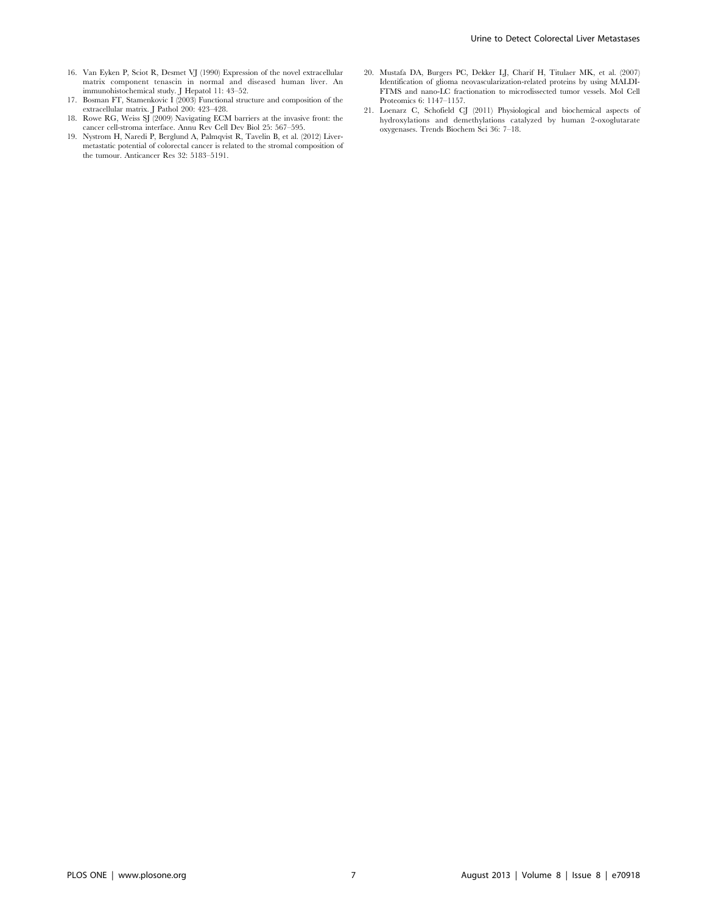16. Van Eyken P, Sciot R, Desmet VJ (1990) Expression of the novel extracellular matrix component tenascin in normal and diseased human liver. An immunohistochemical study. J Hepatol 11: 43–52.
17. Bosman FT, Stamenkovic I (2003) Functional structure and composition of the extracellular matrix. J Pathol 200: 423–428.
18. Rowe RG, Weiss SJ (2009) Navigating ECM barriers at the invasive front: the cancer cell-stroma interface. Annu Rev Cell Dev Biol 25: 567–595.
19. Nystrom H, Naredi P, Berglund A, Palmqvist R, Tavelin B, et al. (2012) Liver-metastatic potential of colorectal cancer is related to the stromal composition of the tumour. Anticancer Res 32: 5183–5191.
20. Mustafa DA, Burgers PC, Dekker LJ, Charif H, Titulaer MK, et al. (2007) Identification of glioma neovascularization-related proteins by using MALDI-FTMS and nano-LC fractionation to microdissected tumor vessels. Mol Cell Proteomics 6: 1147–1157.
21. Loenarz C, Schofield CJ (2011) Physiological and biochemical aspects of hydroxylations and demethylations catalyzed by human 2-oxoglutarate oxygenases. Trends Biochem Sci 36: 7–18.